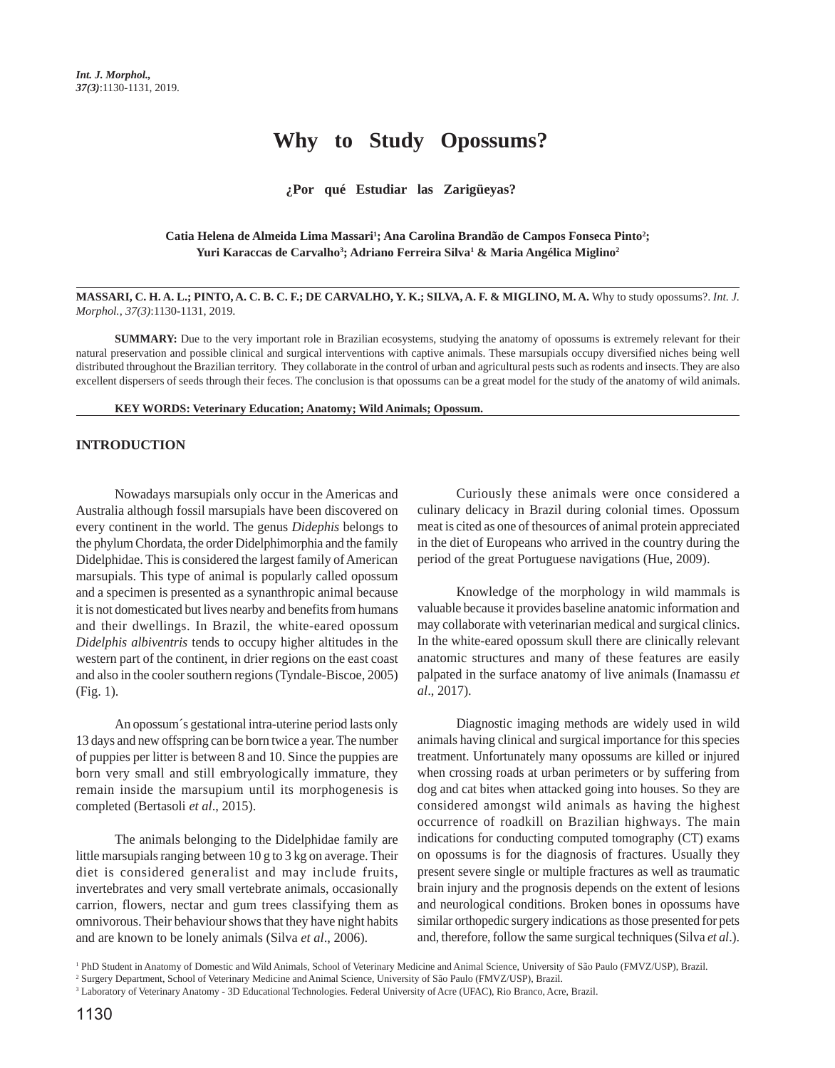# Why to Study Opossums?

**¿Por qué Estudiar las Zarigüeyas?**

**Catia Helena de Almeida Lima Massari[1]; Ana Carolina Brandão de Campos Fonseca Pinto[2]; Yuri Karaccas de Carvalho[3]; Adriano Ferreira Silva[1] & Maria Angélica Miglino[2]**

**MASSARI, C. H. A. L.; PINTO, A. C. B. C. F.; DE CARVALHO, Y. K.; SILVA, A. F. & MIGLINO, M. A.** Why to study opossums?. *Int. J. Morphol., 37(3)*:1130-1131, 2019.

**SUMMARY:** Due to the very important role in Brazilian ecosystems, studying the anatomy of opossums is extremely relevant for their natural preservation and possible clinical and surgical interventions with captive animals. These marsupials occupy diversified niches being well distributed throughout the Brazilian territory. They collaborate in the control of urban and agricultural pests such as rodents and insects. They are also excellent dispersers of seeds through their feces. The conclusion is that opossums can be a great model for the study of the anatomy of wild animals.

**KEY WORDS: Veterinary Education; Anatomy; Wild Animals; Opossum.**

## INTRODUCTION

Nowadays marsupials only occur in the Americas and Australia although fossil marsupials have been discovered on every continent in the world. The genus *Didephis* belongs to the phylum Chordata, the order Didelphimorphia and the family Didelphidae. This is considered the largest family of American marsupials. This type of animal is popularly called opossum and a specimen is presented as a synanthropic animal because it is not domesticated but lives nearby and benefits from humans and their dwellings. In Brazil, the white-eared opossum *Didelphis albiventris* tends to occupy higher altitudes in the western part of the continent, in drier regions on the east coast and also in the cooler southern regions (Tyndale-Biscoe, 2005) (Fig. 1).

An opossum´s gestational intra-uterine period lasts only 13 days and new offspring can be born twice a year. The number of puppies per litter is between 8 and 10. Since the puppies are born very small and still embryologically immature, they remain inside the marsupium until its morphogenesis is completed (Bertasoli *et al*., 2015).

The animals belonging to the Didelphidae family are little marsupials ranging between 10 g to 3 kg on average. Their diet is considered generalist and may include fruits, invertebrates and very small vertebrate animals, occasionally carrion, flowers, nectar and gum trees classifying them as omnivorous. Their behaviour shows that they have night habits and are known to be lonely animals (Silva *et al*., 2006).

Curiously these animals were once considered a culinary delicacy in Brazil during colonial times. Opossum meat is cited as one of thesources of animal protein appreciated in the diet of Europeans who arrived in the country during the period of the great Portuguese navigations (Hue, 2009).

Knowledge of the morphology in wild mammals is valuable because it provides baseline anatomic information and may collaborate with veterinarian medical and surgical clinics. In the white-eared opossum skull there are clinically relevant anatomic structures and many of these features are easily palpated in the surface anatomy of live animals (Inamassu *et al*., 2017).

Diagnostic imaging methods are widely used in wild animals having clinical and surgical importance for this species treatment. Unfortunately many opossums are killed or injured when crossing roads at urban perimeters or by suffering from dog and cat bites when attacked going into houses. So they are considered amongst wild animals as having the highest occurrence of roadkill on Brazilian highways. The main indications for conducting computed tomography (CT) exams on opossums is for the diagnosis of fractures. Usually they present severe single or multiple fractures as well as traumatic brain injury and the prognosis depends on the extent of lesions and neurological conditions. Broken bones in opossums have similar orthopedic surgery indications as those presented for pets and, therefore, follow the same surgical techniques (Silva *et al*.).

[1] PhD Student in Anatomy of Domestic and Wild Animals, School of Veterinary Medicine and Animal Science, University of São Paulo (FMVZ/USP), Brazil.
[2] Surgery Department, School of Veterinary Medicine and Animal Science, University of São Paulo (FMVZ/USP), Brazil.
[3] Laboratory of Veterinary Anatomy - 3D Educational Technologies. Federal University of Acre (UFAC), Rio Branco, Acre, Brazil.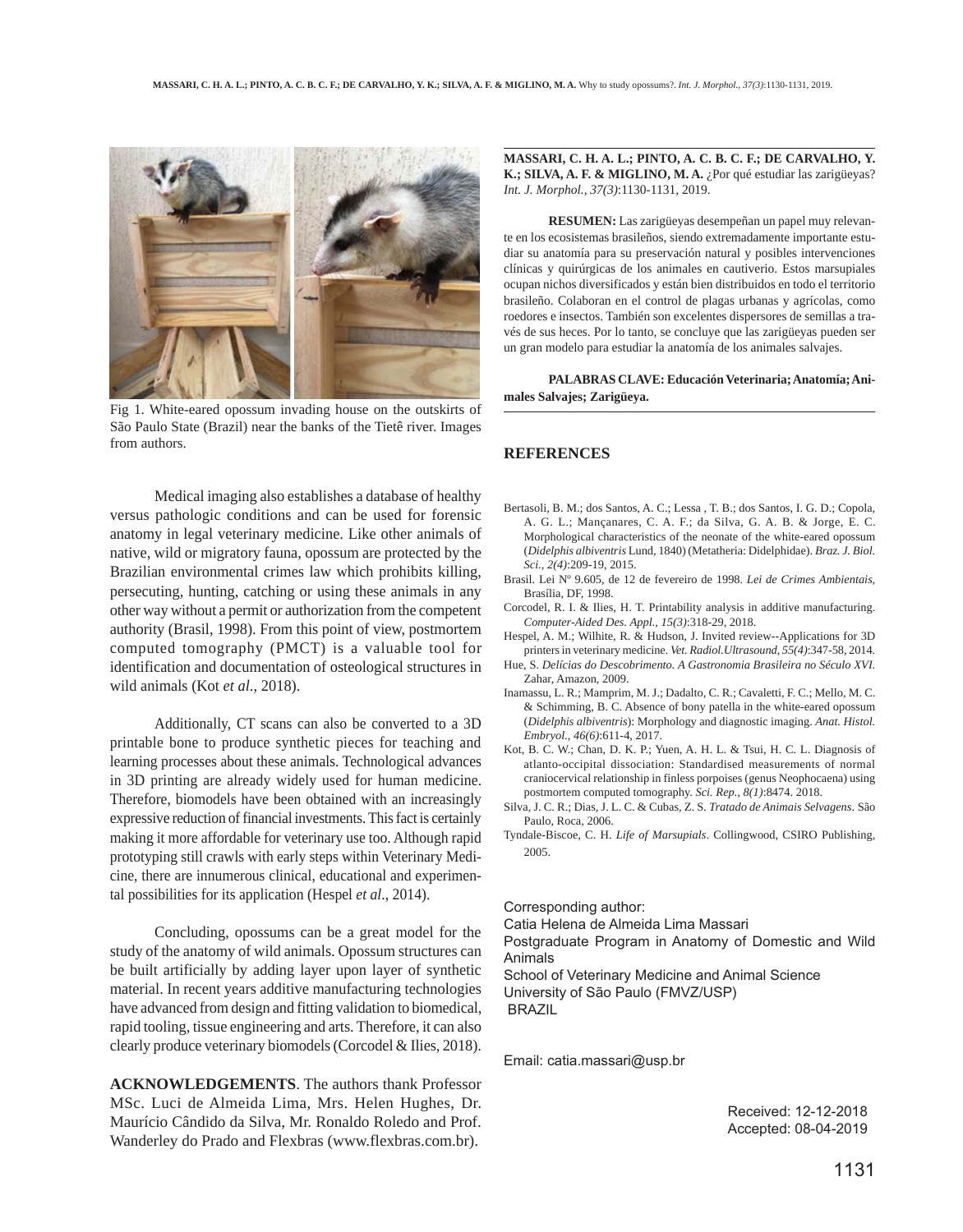Fig 1. White-eared opossum invading house on the outskirts of São Paulo State (Brazil) near the banks of the Tietê river. Images from authors.

Medical imaging also establishes a database of healthy versus pathologic conditions and can be used for forensic anatomy in legal veterinary medicine. Like other animals of native, wild or migratory fauna, opossum are protected by the Brazilian environmental crimes law which prohibits killing, persecuting, hunting, catching or using these animals in any other way without a permit or authorization from the competent authority (Brasil, 1998). From this point of view, postmortem computed tomography (PMCT) is a valuable tool for identification and documentation of osteological structures in wild animals (Kot *et al*., 2018).

Additionally, CT scans can also be converted to a 3D printable bone to produce synthetic pieces for teaching and learning processes about these animals. Technological advances in 3D printing are already widely used for human medicine. Therefore, biomodels have been obtained with an increasingly expressive reduction of financial investments. This fact is certainly making it more affordable for veterinary use too. Although rapid prototyping still crawls with early steps within Veterinary Medicine, there are innumerous clinical, educational and experimental possibilities for its application (Hespel *et al*., 2014).

Concluding, opossums can be a great model for the study of the anatomy of wild animals. Opossum structures can be built artificially by adding layer upon layer of synthetic material. In recent years additive manufacturing technologies have advanced from design and fitting validation to biomedical, rapid tooling, tissue engineering and arts. Therefore, it can also clearly produce veterinary biomodels (Corcodel & Ilies, 2018).

**ACKNOWLEDGEMENTS**. The authors thank Professor MSc. Luci de Almeida Lima, Mrs. Helen Hughes, Dr. Maurício Cândido da Silva, Mr. Ronaldo Roledo and Prof. Wanderley do Prado and Flexbras (www.flexbras.com.br).

**MASSARI, C. H. A. L.; PINTO, A. C. B. C. F.; DE CARVALHO, Y. K.; SILVA, A. F. & MIGLINO, M. A.** ¿Por qué estudiar las zarigüeyas? *Int. J. Morphol., 37(3)*:1130-1131, 2019.

**RESUMEN:** Las zarigüeyas desempeñan un papel muy relevante en los ecosistemas brasileños, siendo extremadamente importante estudiar su anatomía para su preservación natural y posibles intervenciones clínicas y quirúrgicas de los animales en cautiverio. Estos marsupiales ocupan nichos diversificados y están bien distribuidos en todo el territorio brasileño. Colaboran en el control de plagas urbanas y agrícolas, como roedores e insectos. También son excelentes dispersores de semillas a través de sus heces. Por lo tanto, se concluye que las zarigüeyas pueden ser un gran modelo para estudiar la anatomía de los animales salvajes.

**PALABRAS CLAVE: Educación Veterinaria; Anatomía; Animales Salvajes; Zarigüeya.**

## REFERENCES

Bertasoli, B. M.; dos Santos, A. C.; Lessa , T. B.; dos Santos, I. G. D.; Copola, A. G. L.; Mançanares, C. A. F.; da Silva, G. A. B. & Jorge, E. C. Morphological characteristics of the neonate of the white-eared opossum (*Didelphis albiventris* Lund, 1840) (Metatheria: Didelphidae). *Braz. J. Biol. Sci., 2(4)*:209-19, 2015.

Brasil. Lei Nº 9.605, de 12 de fevereiro de 1998. *Lei de Crimes Ambientais*, Brasília, DF, 1998.

Corcodel, R. I. & Ilies, H. T. Printability analysis in additive manufacturing. *Computer-Aided Des. Appl., 15(3)*:318-29, 2018.

Hespel, A. M.; Wilhite, R. & Hudson, J. Invited review--Applications for 3D printers in veterinary medicine. *Vet. Radiol.Ultrasound, 55(4)*:347-58, 2014.

Hue, S. *Delícias do Descobrimento. A Gastronomia Brasileira no Século XVI*. Zahar, Amazon, 2009.

Inamassu, L. R.; Mamprim, M. J.; Dadalto, C. R.; Cavaletti, F. C.; Mello, M. C. & Schimming, B. C. Absence of bony patella in the white-eared opossum (*Didelphis albiventris*): Morphology and diagnostic imaging. *Anat. Histol. Embryol., 46(6)*:611-4, 2017.

Kot, B. C. W.; Chan, D. K. P.; Yuen, A. H. L. & Tsui, H. C. L. Diagnosis of atlanto-occipital dissociation: Standardised measurements of normal craniocervical relationship in finless porpoises (genus Neophocaena) using postmortem computed tomography. *Sci. Rep., 8(1)*:8474. 2018.

Silva, J. C. R.; Dias, J. L. C. & Cubas, Z. S. *Tratado de Animais Selvagens*. São Paulo, Roca, 2006.

Tyndale-Biscoe, C. H. *Life of Marsupials*. Collingwood, CSIRO Publishing, 2005.

Corresponding author:
Catia Helena de Almeida Lima Massari
Postgraduate Program in Anatomy of Domestic and Wild Animals
School of Veterinary Medicine and Animal Science
University of São Paulo (FMVZ/USP)
BRAZIL

Email: catia.massari@usp.br

Received: 12-12-2018
Accepted: 08-04-2019